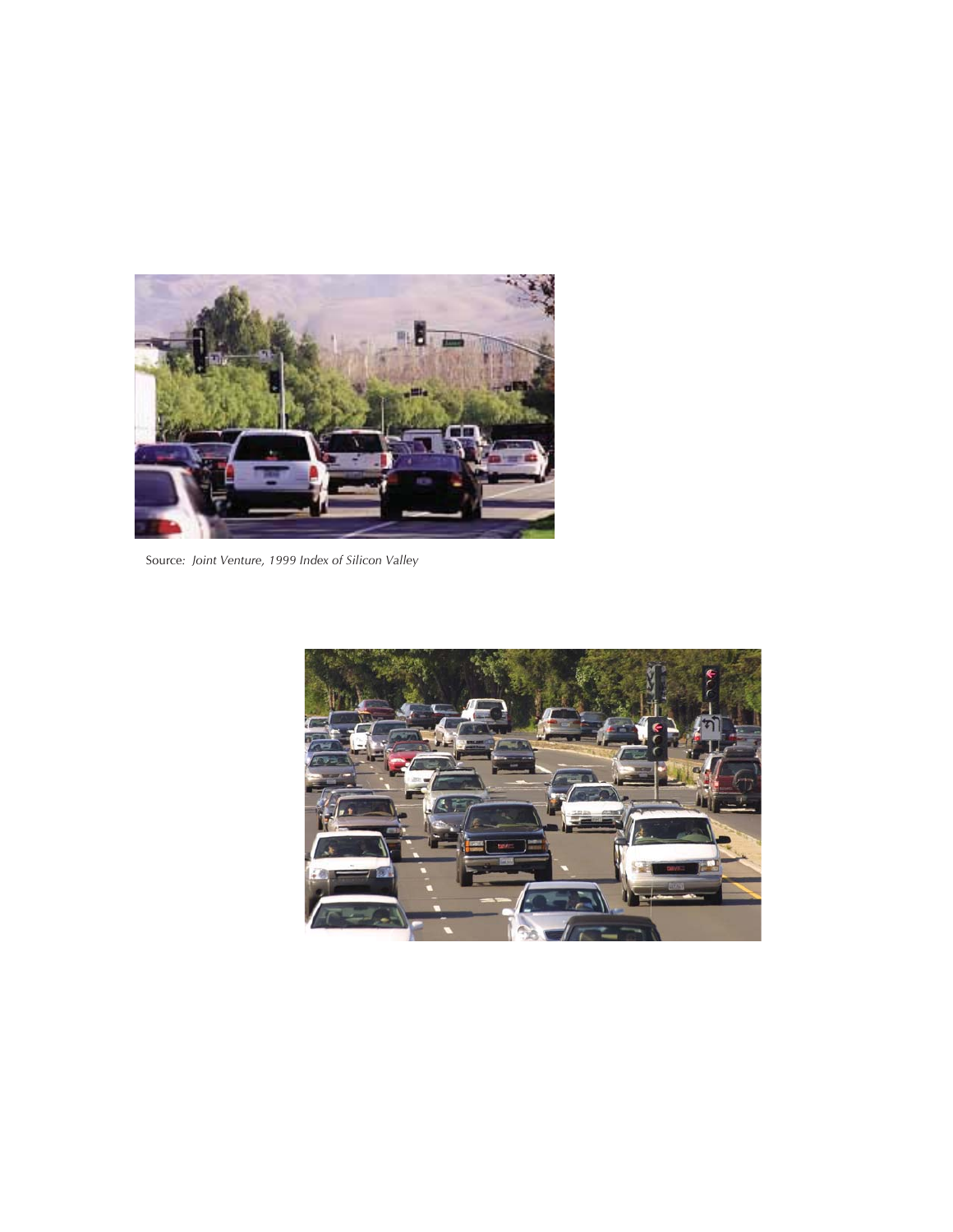Source: *Joint Venture, 1999 Index of Silicon Valley*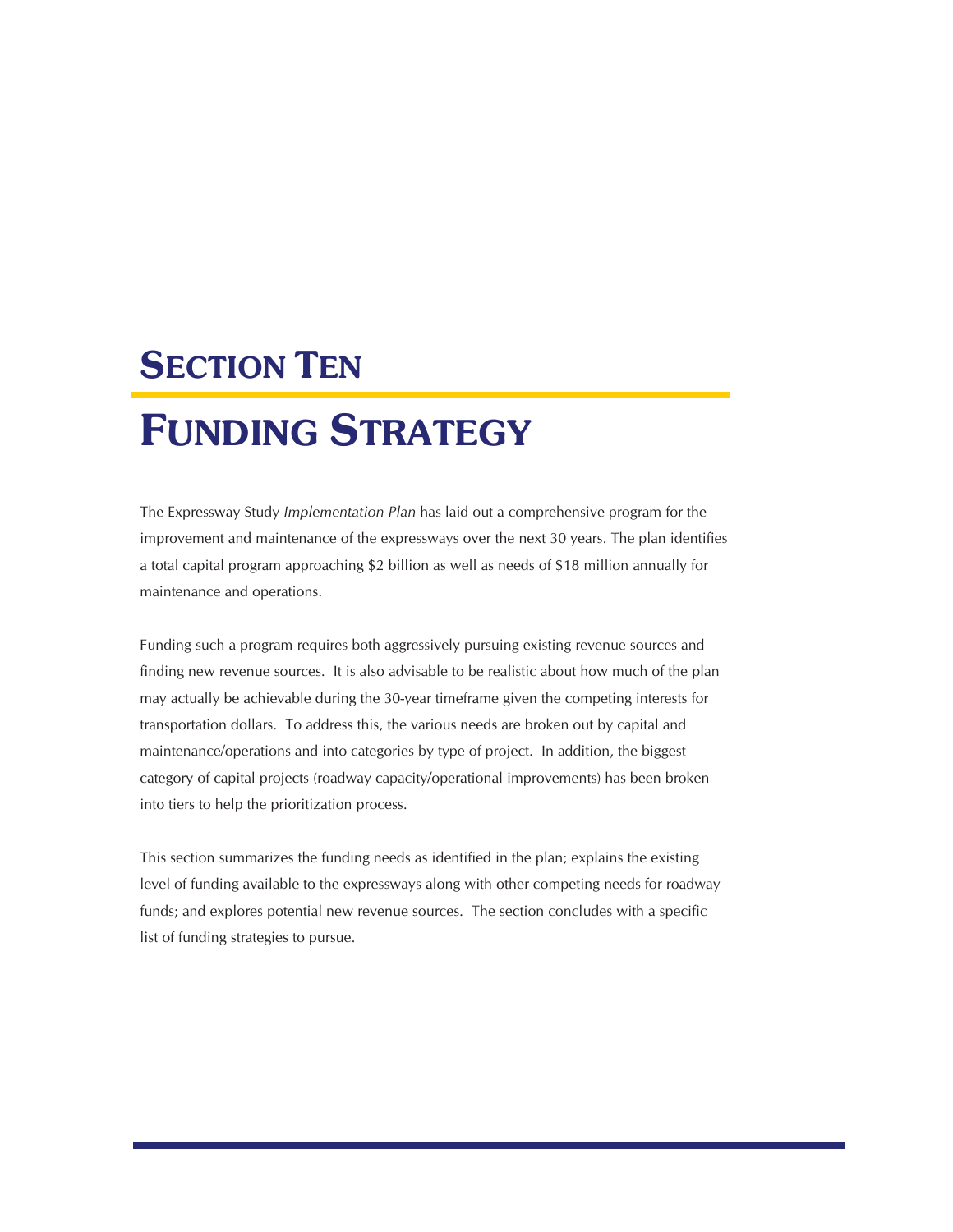# SECTION TEN

# FUNDING STRATEGY

The Expressway Study *Implementation Plan* has laid out a comprehensive program for the improvement and maintenance of the expressways over the next 30 years. The plan identifies a total capital program approaching $2 billion as well as needs of $18 million annually for maintenance and operations.

Funding such a program requires both aggressively pursuing existing revenue sources and finding new revenue sources. It is also advisable to be realistic about how much of the plan may actually be achievable during the 30-year timeframe given the competing interests for transportation dollars. To address this, the various needs are broken out by capital and maintenance/operations and into categories by type of project. In addition, the biggest category of capital projects (roadway capacity/operational improvements) has been broken into tiers to help the prioritization process.

This section summarizes the funding needs as identified in the plan; explains the existing level of funding available to the expressways along with other competing needs for roadway funds; and explores potential new revenue sources. The section concludes with a specific list of funding strategies to pursue.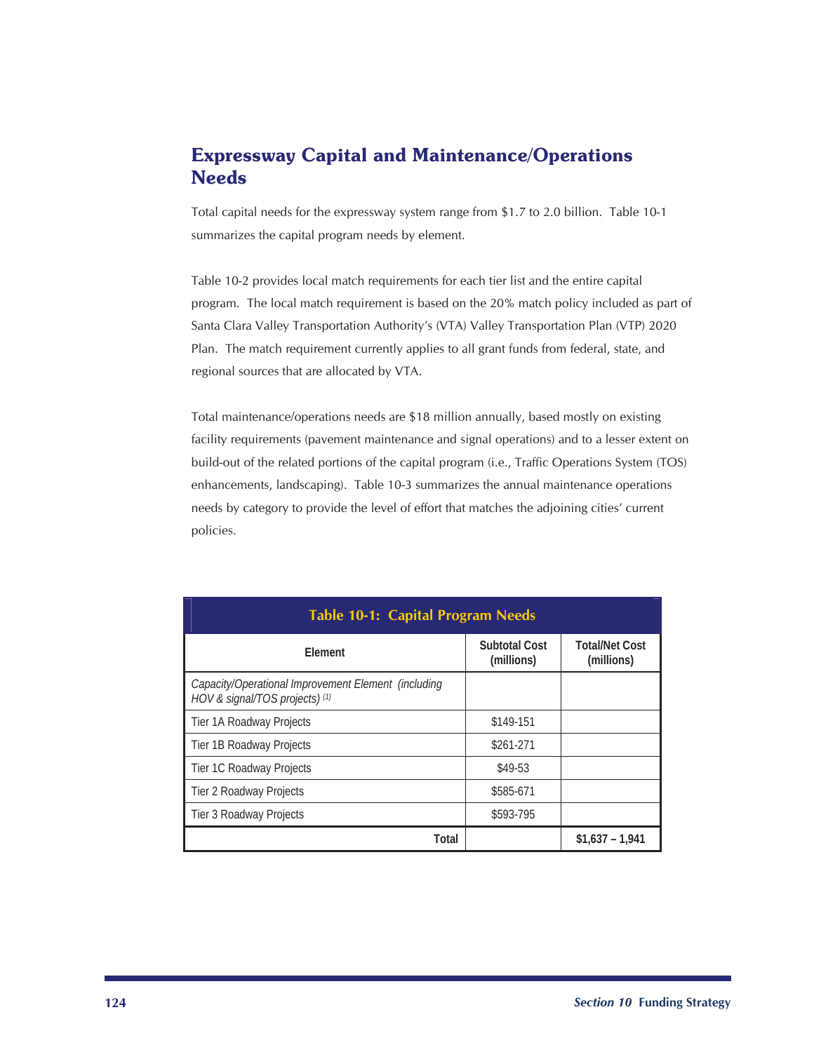## Expressway Capital and Maintenance/Operations Needs

Total capital needs for the expressway system range from $1.7 to 2.0 billion. Table 10-1 summarizes the capital program needs by element.

Table 10-2 provides local match requirements for each tier list and the entire capital program. The local match requirement is based on the 20% match policy included as part of Santa Clara Valley Transportation Authority's (VTA) Valley Transportation Plan (VTP) 2020 Plan. The match requirement currently applies to all grant funds from federal, state, and regional sources that are allocated by VTA.

Total maintenance/operations needs are $18 million annually, based mostly on existing facility requirements (pavement maintenance and signal operations) and to a lesser extent on build-out of the related portions of the capital program (i.e., Traffic Operations System (TOS) enhancements, landscaping). Table 10-3 summarizes the annual maintenance operations needs by category to provide the level of effort that matches the adjoining cities' current policies.

**Table 10-1: Capital Program Needs**

| Element | Subtotal Cost (millions) | Total/Net Cost (millions) |
|---|---|---|
| *Capacity/Operational Improvement Element (including HOV & signal/TOS projects)* [(1)] | | |
| Tier 1A Roadway Projects | $149-151 | |
| Tier 1B Roadway Projects | $261-271 | |
| Tier 1C Roadway Projects | $49-53 | |
| Tier 2 Roadway Projects | $585-671 | |
| Tier 3 Roadway Projects | $593-795 | |
| **Total** | | **$1,637 – 1,941** |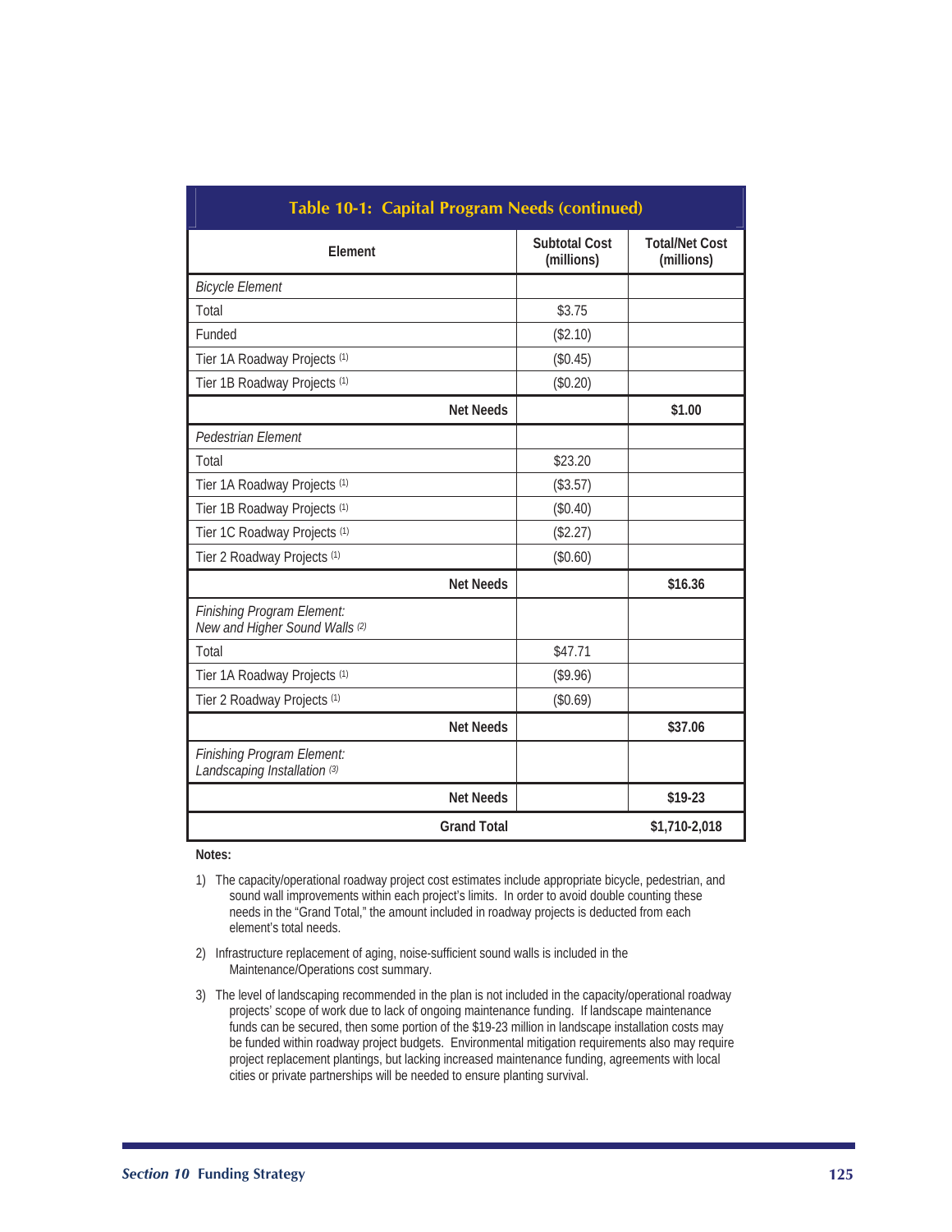## Table 10-1: Capital Program Needs (continued)

| Element | Subtotal Cost (millions) | Total/Net Cost (millions) |
|---|---|---|
| *Bicycle Element* | | |
| Total | $3.75 | |
| Funded | ($2.10) | |
| Tier 1A Roadway Projects [(1)] | ($0.45) | |
| Tier 1B Roadway Projects [(1)] | ($0.20) | |
| **Net Needs** | | **$1.00** |
| *Pedestrian Element* | | |
| Total | $23.20 | |
| Tier 1A Roadway Projects [(1)] | ($3.57) | |
| Tier 1B Roadway Projects [(1)] | ($0.40) | |
| Tier 1C Roadway Projects [(1)] | ($2.27) | |
| Tier 2 Roadway Projects [(1)] | ($0.60) | |
| **Net Needs** | | **$16.36** |
| *Finishing Program Element: New and Higher Sound Walls* [(2)] | | |
| Total | $47.71 | |
| Tier 1A Roadway Projects [(1)] | ($9.96) | |
| Tier 2 Roadway Projects [(1)] | ($0.69) | |
| **Net Needs** | | **$37.06** |
| *Finishing Program Element: Landscaping Installation* [(3)] | | |
| **Net Needs** | | **$19-23** |
| **Grand Total** | | **$1,710-2,018** |

**Notes:**

1) The capacity/operational roadway project cost estimates include appropriate bicycle, pedestrian, and sound wall improvements within each project's limits. In order to avoid double counting these needs in the "Grand Total," the amount included in roadway projects is deducted from each element's total needs.

2) Infrastructure replacement of aging, noise-sufficient sound walls is included in the Maintenance/Operations cost summary.

3) The level of landscaping recommended in the plan is not included in the capacity/operational roadway projects' scope of work due to lack of ongoing maintenance funding. If landscape maintenance funds can be secured, then some portion of the $19-23 million in landscape installation costs may be funded within roadway project budgets. Environmental mitigation requirements also may require project replacement plantings, but lacking increased maintenance funding, agreements with local cities or private partnerships will be needed to ensure planting survival.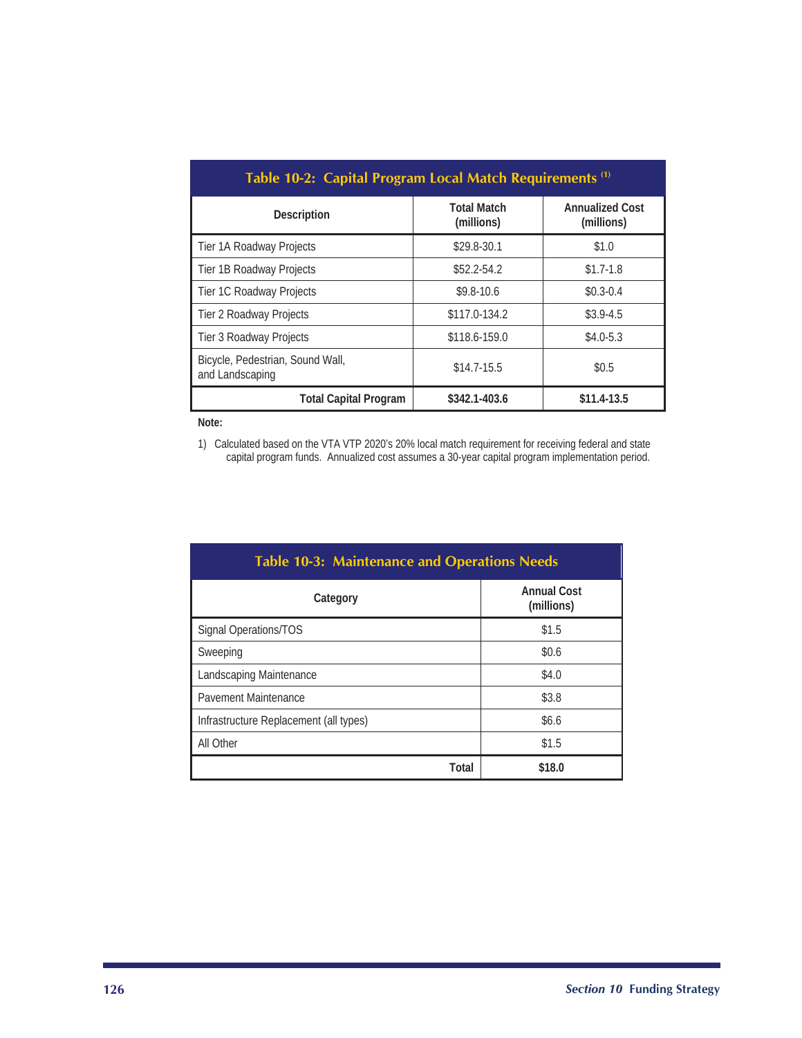**Table 10-2: Capital Program Local Match Requirements [(1)]**

| Description | Total Match (millions) | Annualized Cost (millions) |
|---|---|---|
| Tier 1A Roadway Projects | $29.8-30.1 | $1.0 |
| Tier 1B Roadway Projects | $52.2-54.2 | $1.7-1.8 |
| Tier 1C Roadway Projects | $9.8-10.6 | $0.3-0.4 |
| Tier 2 Roadway Projects | $117.0-134.2 | $3.9-4.5 |
| Tier 3 Roadway Projects | $118.6-159.0 | $4.0-5.3 |
| Bicycle, Pedestrian, Sound Wall, and Landscaping | $14.7-15.5 | $0.5 |
| **Total Capital Program** | **$342.1-403.6** | **$11.4-13.5** |

**Note:**

1) Calculated based on the VTA VTP 2020's 20% local match requirement for receiving federal and state capital program funds. Annualized cost assumes a 30-year capital program implementation period.

**Table 10-3: Maintenance and Operations Needs**

| Category | Annual Cost (millions) |
|---|---|
| Signal Operations/TOS | $1.5 |
| Sweeping | $0.6 |
| Landscaping Maintenance | $4.0 |
| Pavement Maintenance | $3.8 |
| Infrastructure Replacement (all types) | $6.6 |
| All Other | $1.5 |
| **Total** | **$18.0** |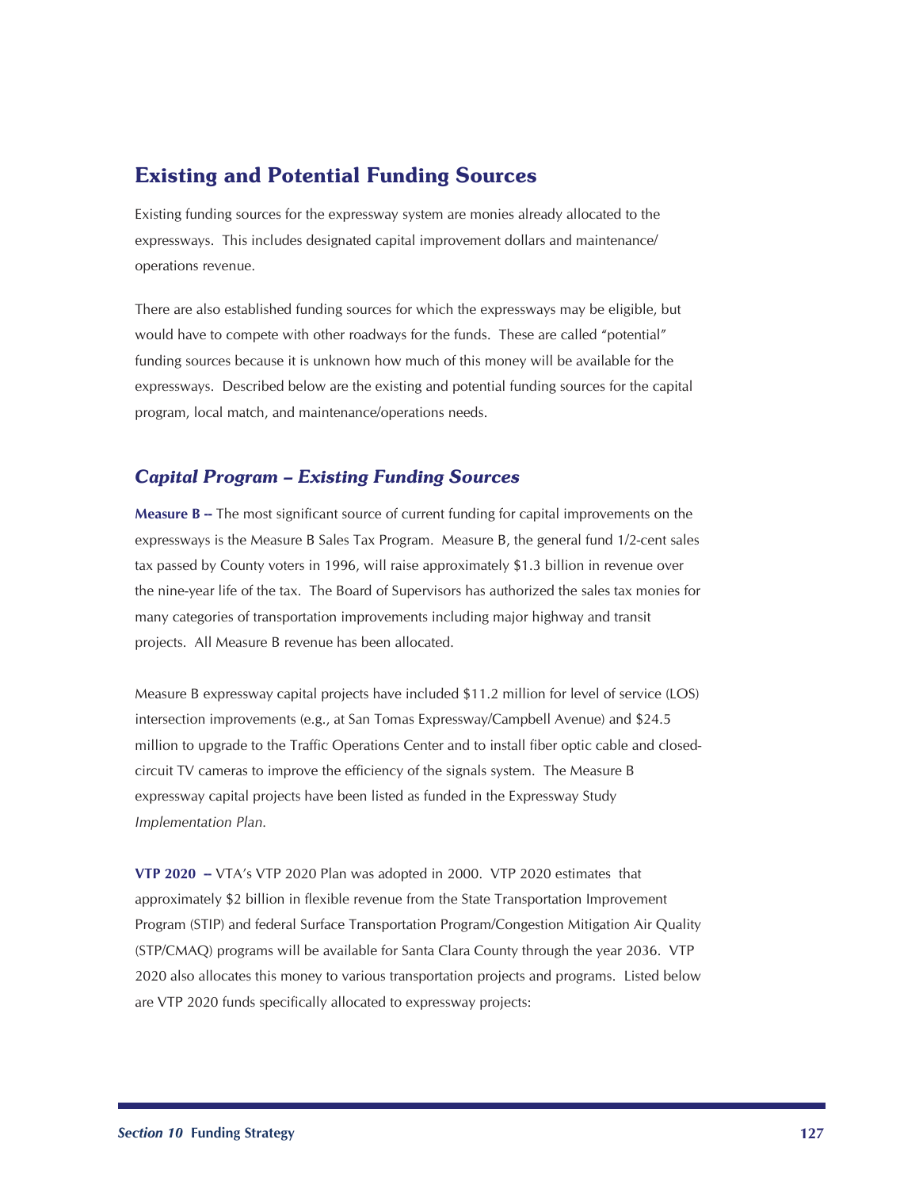## Existing and Potential Funding Sources

Existing funding sources for the expressway system are monies already allocated to the expressways. This includes designated capital improvement dollars and maintenance/ operations revenue.

There are also established funding sources for which the expressways may be eligible, but would have to compete with other roadways for the funds. These are called "potential" funding sources because it is unknown how much of this money will be available for the expressways. Described below are the existing and potential funding sources for the capital program, local match, and maintenance/operations needs.

### *Capital Program – Existing Funding Sources*

**Measure B --** The most significant source of current funding for capital improvements on the expressways is the Measure B Sales Tax Program. Measure B, the general fund 1/2-cent sales tax passed by County voters in 1996, will raise approximately $1.3 billion in revenue over the nine-year life of the tax. The Board of Supervisors has authorized the sales tax monies for many categories of transportation improvements including major highway and transit projects. All Measure B revenue has been allocated.

Measure B expressway capital projects have included $11.2 million for level of service (LOS) intersection improvements (e.g., at San Tomas Expressway/Campbell Avenue) and $24.5 million to upgrade to the Traffic Operations Center and to install fiber optic cable and closed-circuit TV cameras to improve the efficiency of the signals system. The Measure B expressway capital projects have been listed as funded in the Expressway Study *Implementation Plan.*

**VTP 2020 –** VTA's VTP 2020 Plan was adopted in 2000. VTP 2020 estimates that approximately $2 billion in flexible revenue from the State Transportation Improvement Program (STIP) and federal Surface Transportation Program/Congestion Mitigation Air Quality (STP/CMAQ) programs will be available for Santa Clara County through the year 2036. VTP 2020 also allocates this money to various transportation projects and programs. Listed below are VTP 2020 funds specifically allocated to expressway projects: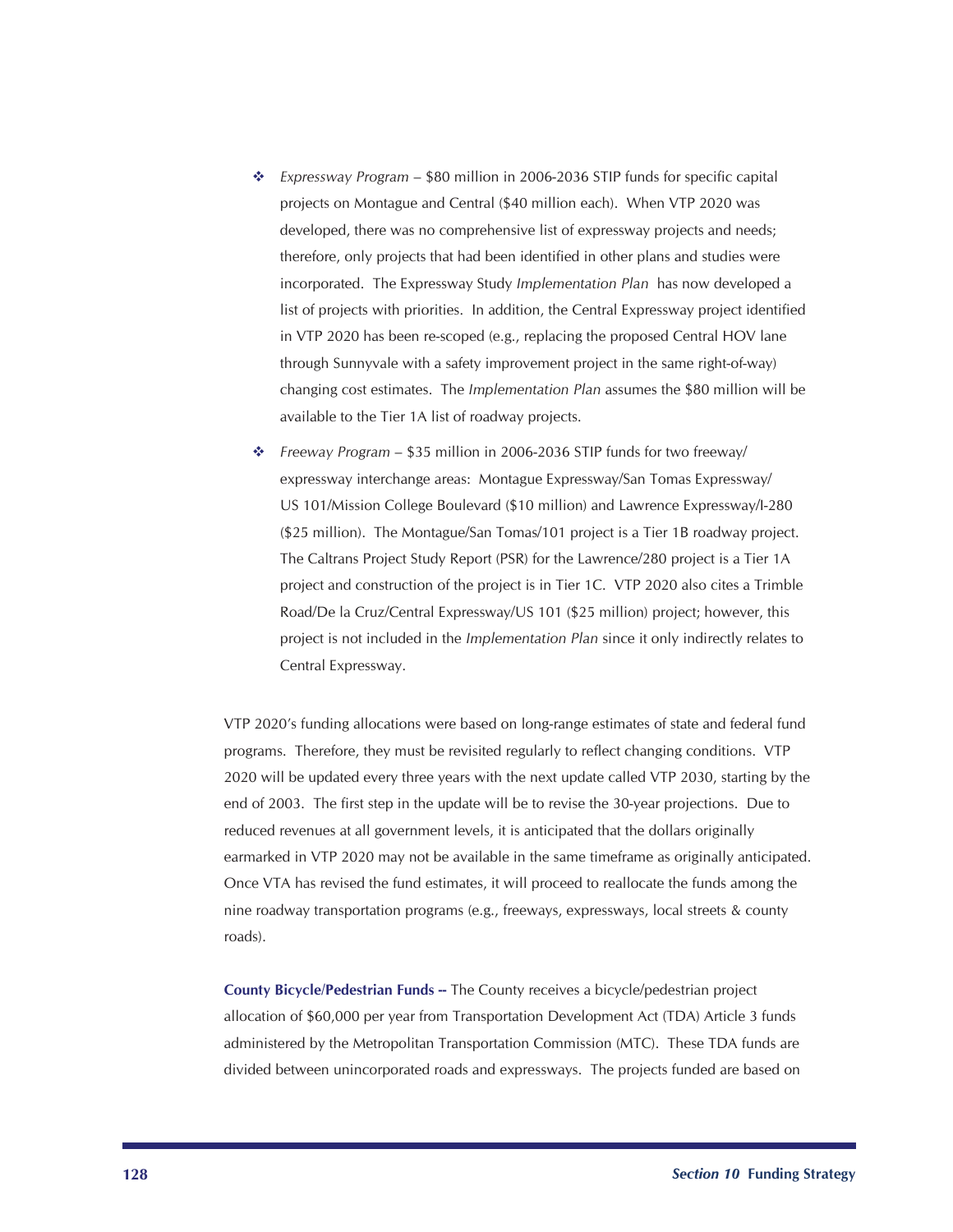- *Expressway Program* – $80 million in 2006-2036 STIP funds for specific capital projects on Montague and Central ($40 million each). When VTP 2020 was developed, there was no comprehensive list of expressway projects and needs; therefore, only projects that had been identified in other plans and studies were incorporated. The Expressway Study *Implementation Plan* has now developed a list of projects with priorities. In addition, the Central Expressway project identified in VTP 2020 has been re-scoped (e.g., replacing the proposed Central HOV lane through Sunnyvale with a safety improvement project in the same right-of-way) changing cost estimates. The *Implementation Plan* assumes the $80 million will be available to the Tier 1A list of roadway projects.
- *Freeway Program* – $35 million in 2006-2036 STIP funds for two freeway/ expressway interchange areas: Montague Expressway/San Tomas Expressway/ US 101/Mission College Boulevard ($10 million) and Lawrence Expressway/I-280 ($25 million). The Montague/San Tomas/101 project is a Tier 1B roadway project. The Caltrans Project Study Report (PSR) for the Lawrence/280 project is a Tier 1A project and construction of the project is in Tier 1C. VTP 2020 also cites a Trimble Road/De la Cruz/Central Expressway/US 101 ($25 million) project; however, this project is not included in the *Implementation Plan* since it only indirectly relates to Central Expressway.

VTP 2020's funding allocations were based on long-range estimates of state and federal fund programs. Therefore, they must be revisited regularly to reflect changing conditions. VTP 2020 will be updated every three years with the next update called VTP 2030, starting by the end of 2003. The first step in the update will be to revise the 30-year projections. Due to reduced revenues at all government levels, it is anticipated that the dollars originally earmarked in VTP 2020 may not be available in the same timeframe as originally anticipated. Once VTA has revised the fund estimates, it will proceed to reallocate the funds among the nine roadway transportation programs (e.g., freeways, expressways, local streets & county roads).

**County Bicycle/Pedestrian Funds --** The County receives a bicycle/pedestrian project allocation of $60,000 per year from Transportation Development Act (TDA) Article 3 funds administered by the Metropolitan Transportation Commission (MTC). These TDA funds are divided between unincorporated roads and expressways. The projects funded are based on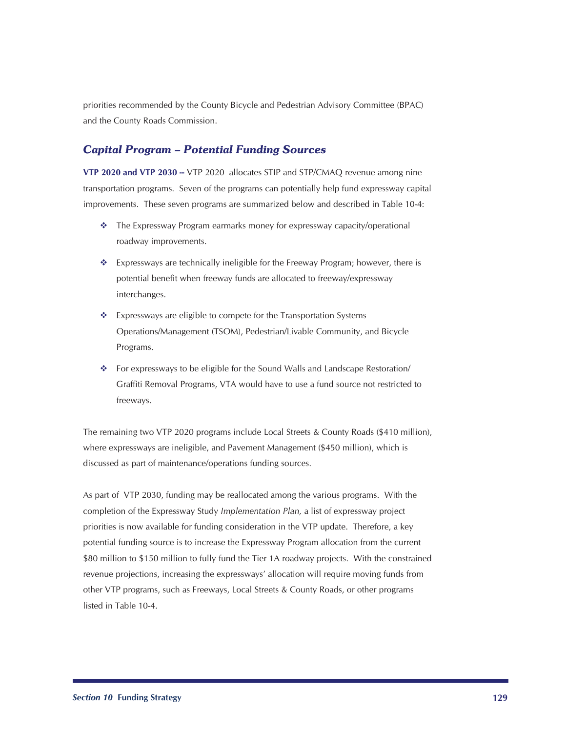priorities recommended by the County Bicycle and Pedestrian Advisory Committee (BPAC) and the County Roads Commission.

## *Capital Program – Potential Funding Sources*

**VTP 2020 and VTP 2030 --** VTP 2020 allocates STIP and STP/CMAQ revenue among nine transportation programs. Seven of the programs can potentially help fund expressway capital improvements. These seven programs are summarized below and described in Table 10-4:

- The Expressway Program earmarks money for expressway capacity/operational roadway improvements.
- Expressways are technically ineligible for the Freeway Program; however, there is potential benefit when freeway funds are allocated to freeway/expressway interchanges.
- Expressways are eligible to compete for the Transportation Systems Operations/Management (TSOM), Pedestrian/Livable Community, and Bicycle Programs.
- For expressways to be eligible for the Sound Walls and Landscape Restoration/ Graffiti Removal Programs, VTA would have to use a fund source not restricted to freeways.

The remaining two VTP 2020 programs include Local Streets & County Roads ($410 million), where expressways are ineligible, and Pavement Management ($450 million), which is discussed as part of maintenance/operations funding sources.

As part of VTP 2030, funding may be reallocated among the various programs. With the completion of the Expressway Study *Implementation Plan,* a list of expressway project priorities is now available for funding consideration in the VTP update. Therefore, a key potential funding source is to increase the Expressway Program allocation from the current $80 million to $150 million to fully fund the Tier 1A roadway projects. With the constrained revenue projections, increasing the expressways' allocation will require moving funds from other VTP programs, such as Freeways, Local Streets & County Roads, or other programs listed in Table 10-4.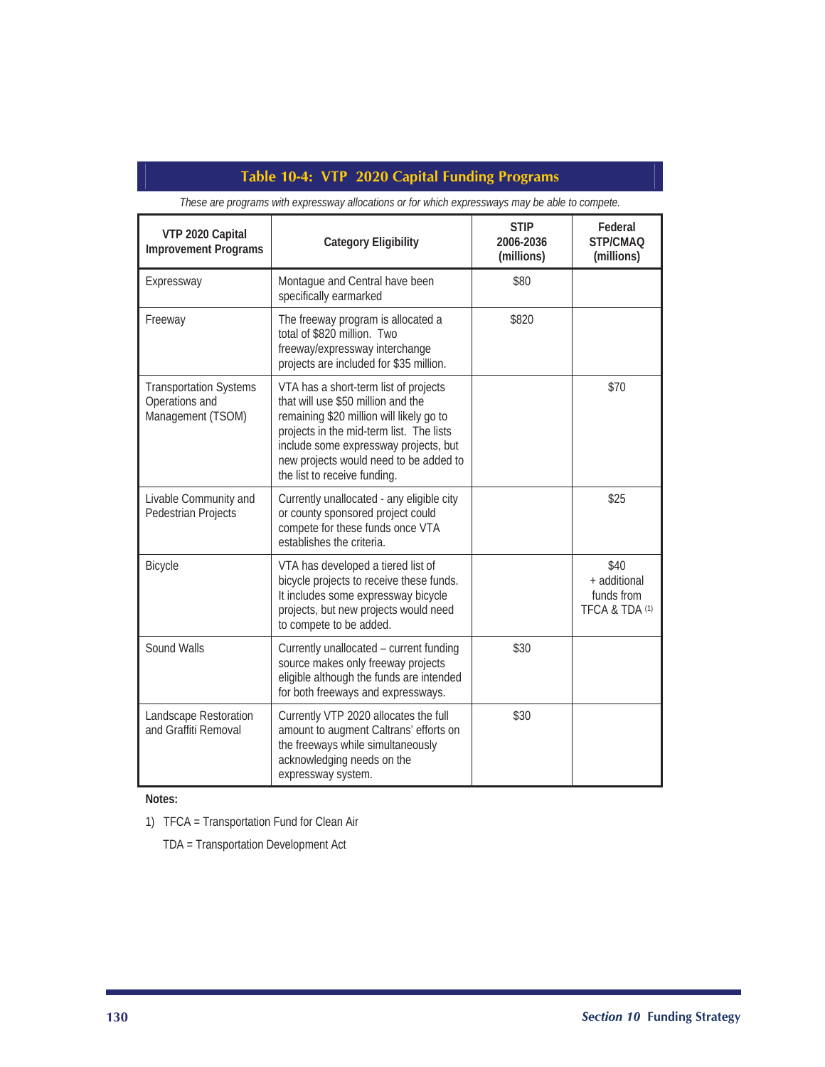## Table 10-4: VTP 2020 Capital Funding Programs

*These are programs with expressway allocations or for which expressways may be able to compete.*

| VTP 2020 Capital Improvement Programs | Category Eligibility | STIP 2006-2036 (millions) | Federal STP/CMAQ (millions) |
|---|---|---|---|
| Expressway | Montague and Central have been specifically earmarked | $80 | |
| Freeway | The freeway program is allocated a total of $820 million. Two freeway/expressway interchange projects are included for $35 million. | $820 | |
| Transportation Systems Operations and Management (TSOM) | VTA has a short-term list of projects that will use $50 million and the remaining $20 million will likely go to projects in the mid-term list. The lists include some expressway projects, but new projects would need to be added to the list to receive funding. | | $70 |
| Livable Community and Pedestrian Projects | Currently unallocated - any eligible city or county sponsored project could compete for these funds once VTA establishes the criteria. | | $25 |
| Bicycle | VTA has developed a tiered list of bicycle projects to receive these funds. It includes some expressway bicycle projects, but new projects would need to compete to be added. | | $40 + additional funds from TFCA & TDA (1) |
| Sound Walls | Currently unallocated – current funding source makes only freeway projects eligible although the funds are intended for both freeways and expressways. | $30 | |
| Landscape Restoration and Graffiti Removal | Currently VTP 2020 allocates the full amount to augment Caltrans' efforts on the freeways while simultaneously acknowledging needs on the expressway system. | $30 | |

**Notes:**

1) TFCA = Transportation Fund for Clean Air

   TDA = Transportation Development Act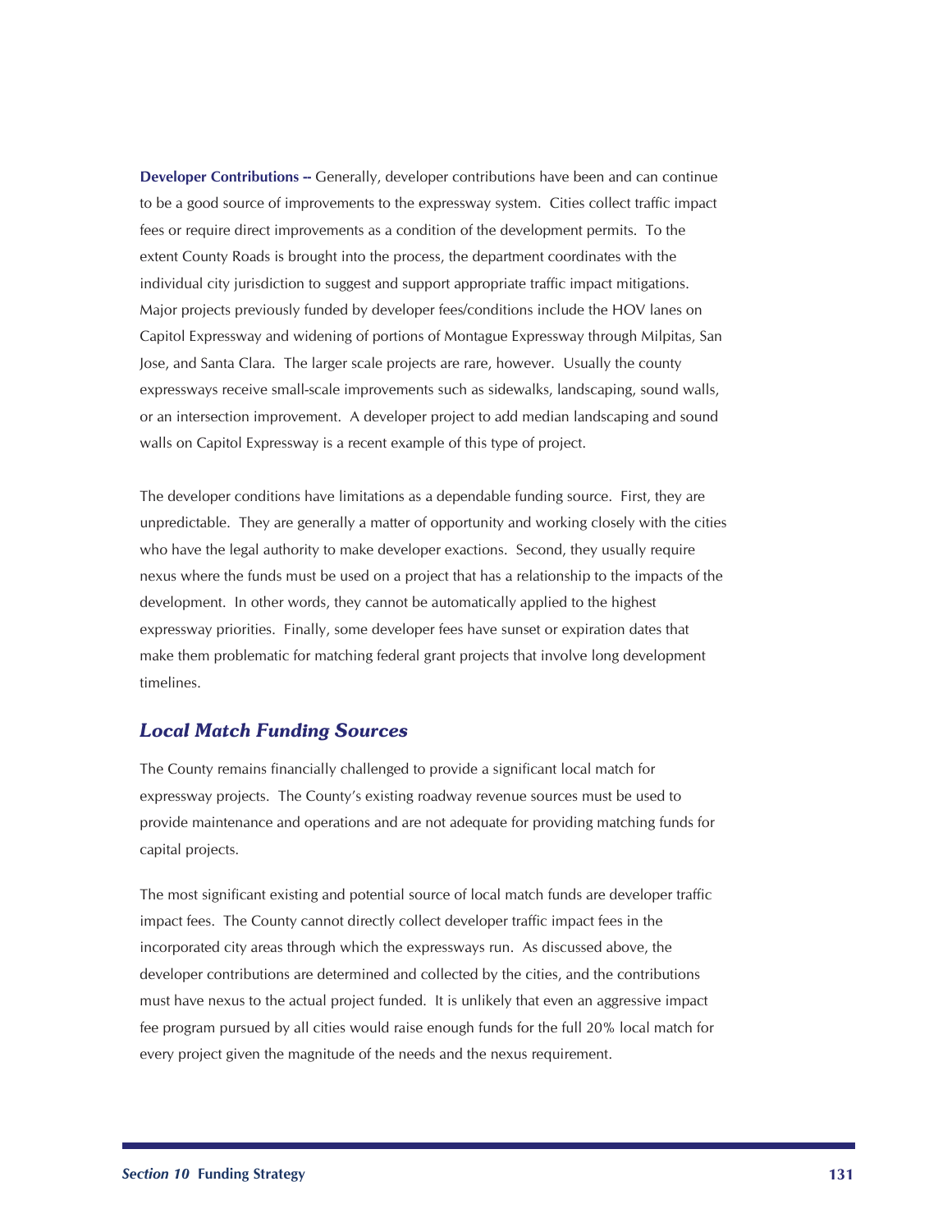**Developer Contributions --** Generally, developer contributions have been and can continue to be a good source of improvements to the expressway system. Cities collect traffic impact fees or require direct improvements as a condition of the development permits. To the extent County Roads is brought into the process, the department coordinates with the individual city jurisdiction to suggest and support appropriate traffic impact mitigations. Major projects previously funded by developer fees/conditions include the HOV lanes on Capitol Expressway and widening of portions of Montague Expressway through Milpitas, San Jose, and Santa Clara. The larger scale projects are rare, however. Usually the county expressways receive small-scale improvements such as sidewalks, landscaping, sound walls, or an intersection improvement. A developer project to add median landscaping and sound walls on Capitol Expressway is a recent example of this type of project.

The developer conditions have limitations as a dependable funding source. First, they are unpredictable. They are generally a matter of opportunity and working closely with the cities who have the legal authority to make developer exactions. Second, they usually require nexus where the funds must be used on a project that has a relationship to the impacts of the development. In other words, they cannot be automatically applied to the highest expressway priorities. Finally, some developer fees have sunset or expiration dates that make them problematic for matching federal grant projects that involve long development timelines.

## *Local Match Funding Sources*

The County remains financially challenged to provide a significant local match for expressway projects. The County's existing roadway revenue sources must be used to provide maintenance and operations and are not adequate for providing matching funds for capital projects.

The most significant existing and potential source of local match funds are developer traffic impact fees. The County cannot directly collect developer traffic impact fees in the incorporated city areas through which the expressways run. As discussed above, the developer contributions are determined and collected by the cities, and the contributions must have nexus to the actual project funded. It is unlikely that even an aggressive impact fee program pursued by all cities would raise enough funds for the full 20% local match for every project given the magnitude of the needs and the nexus requirement.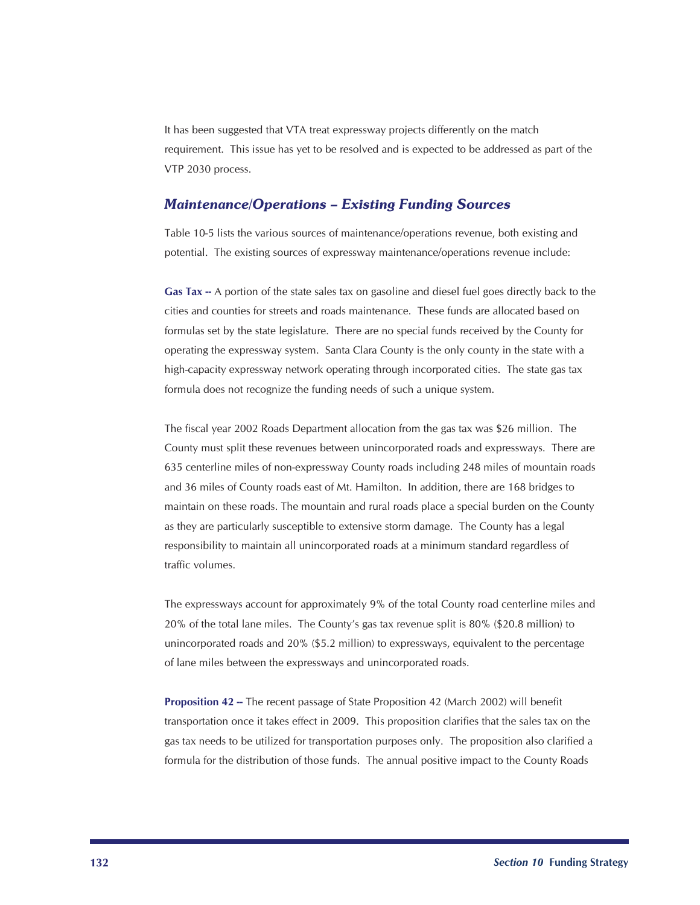It has been suggested that VTA treat expressway projects differently on the match requirement. This issue has yet to be resolved and is expected to be addressed as part of the VTP 2030 process.

## *Maintenance/Operations – Existing Funding Sources*

Table 10-5 lists the various sources of maintenance/operations revenue, both existing and potential. The existing sources of expressway maintenance/operations revenue include:

**Gas Tax --** A portion of the state sales tax on gasoline and diesel fuel goes directly back to the cities and counties for streets and roads maintenance. These funds are allocated based on formulas set by the state legislature. There are no special funds received by the County for operating the expressway system. Santa Clara County is the only county in the state with a high-capacity expressway network operating through incorporated cities. The state gas tax formula does not recognize the funding needs of such a unique system.

The fiscal year 2002 Roads Department allocation from the gas tax was $26 million. The County must split these revenues between unincorporated roads and expressways. There are 635 centerline miles of non-expressway County roads including 248 miles of mountain roads and 36 miles of County roads east of Mt. Hamilton. In addition, there are 168 bridges to maintain on these roads. The mountain and rural roads place a special burden on the County as they are particularly susceptible to extensive storm damage. The County has a legal responsibility to maintain all unincorporated roads at a minimum standard regardless of traffic volumes.

The expressways account for approximately 9% of the total County road centerline miles and 20% of the total lane miles. The County's gas tax revenue split is 80% ($20.8 million) to unincorporated roads and 20% ($5.2 million) to expressways, equivalent to the percentage of lane miles between the expressways and unincorporated roads.

**Proposition 42 --** The recent passage of State Proposition 42 (March 2002) will benefit transportation once it takes effect in 2009. This proposition clarifies that the sales tax on the gas tax needs to be utilized for transportation purposes only. The proposition also clarified a formula for the distribution of those funds. The annual positive impact to the County Roads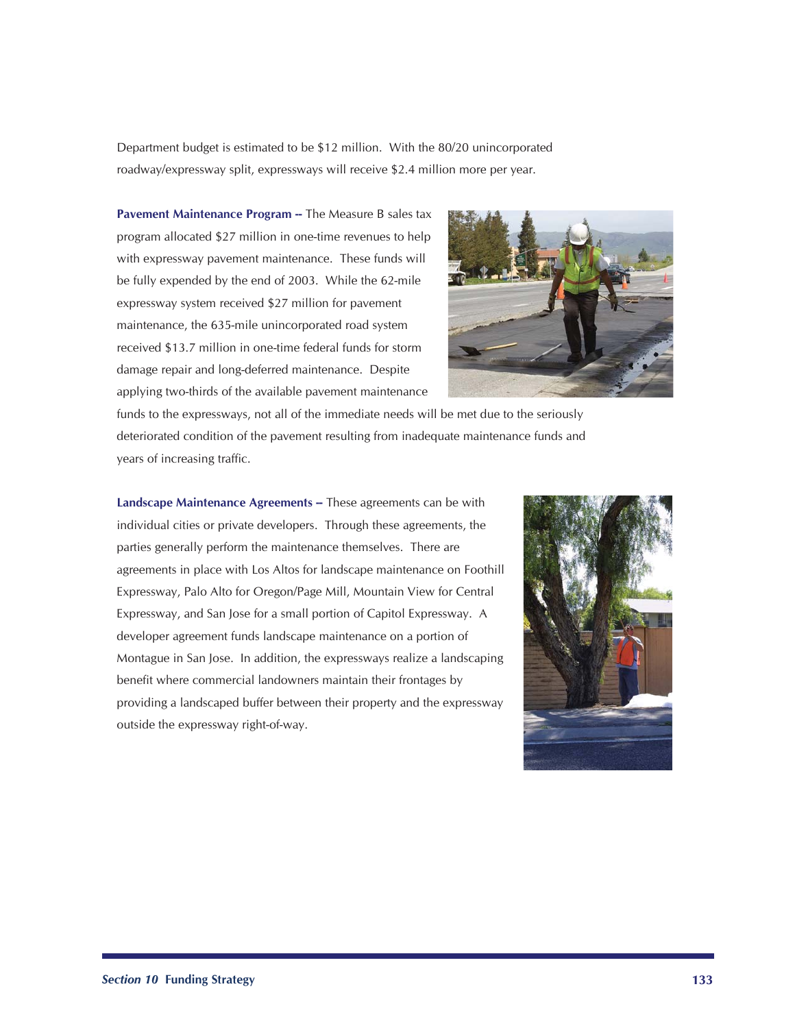Department budget is estimated to be $12 million. With the 80/20 unincorporated roadway/expressway split, expressways will receive $2.4 million more per year.

**Pavement Maintenance Program --** The Measure B sales tax program allocated $27 million in one-time revenues to help with expressway pavement maintenance. These funds will be fully expended by the end of 2003. While the 62-mile expressway system received $27 million for pavement maintenance, the 635-mile unincorporated road system received $13.7 million in one-time federal funds for storm damage repair and long-deferred maintenance. Despite applying two-thirds of the available pavement maintenance funds to the expressways, not all of the immediate needs will be met due to the seriously deteriorated condition of the pavement resulting from inadequate maintenance funds and years of increasing traffic.

**Landscape Maintenance Agreements --** These agreements can be with individual cities or private developers. Through these agreements, the parties generally perform the maintenance themselves. There are agreements in place with Los Altos for landscape maintenance on Foothill Expressway, Palo Alto for Oregon/Page Mill, Mountain View for Central Expressway, and San Jose for a small portion of Capitol Expressway. A developer agreement funds landscape maintenance on a portion of Montague in San Jose. In addition, the expressways realize a landscaping benefit where commercial landowners maintain their frontages by providing a landscaped buffer between their property and the expressway outside the expressway right-of-way.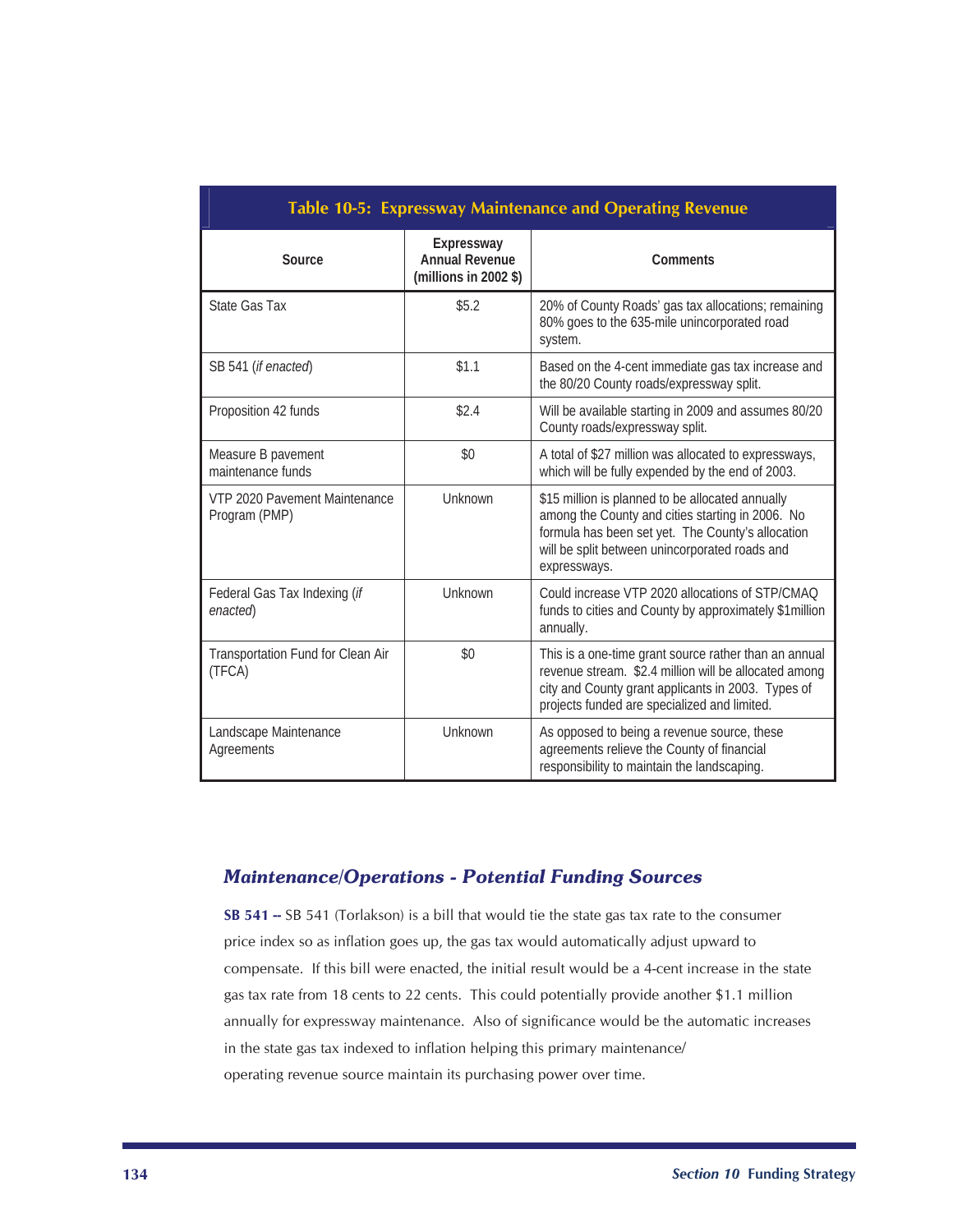**Table 10-5: Expressway Maintenance and Operating Revenue**

| Source | Expressway Annual Revenue (millions in 2002 $) | Comments |
|---|---|---|
| State Gas Tax | $5.2 | 20% of County Roads' gas tax allocations; remaining 80% goes to the 635-mile unincorporated road system. |
| SB 541 (*if enacted*) | $1.1 | Based on the 4-cent immediate gas tax increase and the 80/20 County roads/expressway split. |
| Proposition 42 funds | $2.4 | Will be available starting in 2009 and assumes 80/20 County roads/expressway split. |
| Measure B pavement maintenance funds | $0 | A total of $27 million was allocated to expressways, which will be fully expended by the end of 2003. |
| VTP 2020 Pavement Maintenance Program (PMP) | Unknown | $15 million is planned to be allocated annually among the County and cities starting in 2006. No formula has been set yet. The County's allocation will be split between unincorporated roads and expressways. |
| Federal Gas Tax Indexing (*if enacted*) | Unknown | Could increase VTP 2020 allocations of STP/CMAQ funds to cities and County by approximately $1million annually. |
| Transportation Fund for Clean Air (TFCA) | $0 | This is a one-time grant source rather than an annual revenue stream. $2.4 million will be allocated among city and County grant applicants in 2003. Types of projects funded are specialized and limited. |
| Landscape Maintenance Agreements | Unknown | As opposed to being a revenue source, these agreements relieve the County of financial responsibility to maintain the landscaping. |

### *Maintenance/Operations - Potential Funding Sources*

**SB 541 --** SB 541 (Torlakson) is a bill that would tie the state gas tax rate to the consumer price index so as inflation goes up, the gas tax would automatically adjust upward to compensate. If this bill were enacted, the initial result would be a 4-cent increase in the state gas tax rate from 18 cents to 22 cents. This could potentially provide another $1.1 million annually for expressway maintenance. Also of significance would be the automatic increases in the state gas tax indexed to inflation helping this primary maintenance/operating revenue source maintain its purchasing power over time.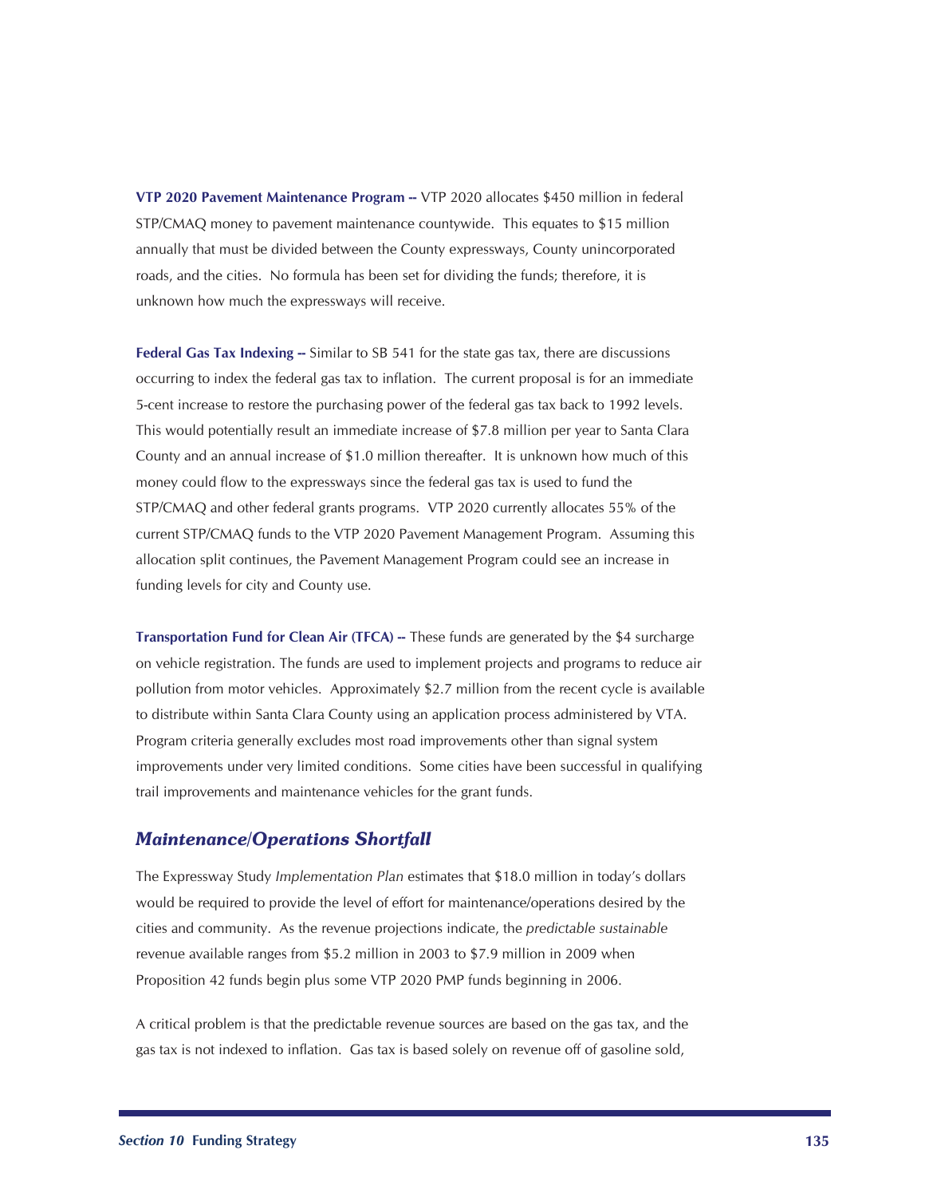**VTP 2020 Pavement Maintenance Program --** VTP 2020 allocates $450 million in federal STP/CMAQ money to pavement maintenance countywide. This equates to $15 million annually that must be divided between the County expressways, County unincorporated roads, and the cities. No formula has been set for dividing the funds; therefore, it is unknown how much the expressways will receive.

**Federal Gas Tax Indexing --** Similar to SB 541 for the state gas tax, there are discussions occurring to index the federal gas tax to inflation. The current proposal is for an immediate 5-cent increase to restore the purchasing power of the federal gas tax back to 1992 levels. This would potentially result an immediate increase of $7.8 million per year to Santa Clara County and an annual increase of $1.0 million thereafter. It is unknown how much of this money could flow to the expressways since the federal gas tax is used to fund the STP/CMAQ and other federal grants programs. VTP 2020 currently allocates 55% of the current STP/CMAQ funds to the VTP 2020 Pavement Management Program. Assuming this allocation split continues, the Pavement Management Program could see an increase in funding levels for city and County use.

**Transportation Fund for Clean Air (TFCA) --** These funds are generated by the $4 surcharge on vehicle registration. The funds are used to implement projects and programs to reduce air pollution from motor vehicles. Approximately $2.7 million from the recent cycle is available to distribute within Santa Clara County using an application process administered by VTA. Program criteria generally excludes most road improvements other than signal system improvements under very limited conditions. Some cities have been successful in qualifying trail improvements and maintenance vehicles for the grant funds.

## *Maintenance/Operations Shortfall*

The Expressway Study *Implementation Plan* estimates that $18.0 million in today's dollars would be required to provide the level of effort for maintenance/operations desired by the cities and community. As the revenue projections indicate, the *predictable sustainable* revenue available ranges from $5.2 million in 2003 to $7.9 million in 2009 when Proposition 42 funds begin plus some VTP 2020 PMP funds beginning in 2006.

A critical problem is that the predictable revenue sources are based on the gas tax, and the gas tax is not indexed to inflation. Gas tax is based solely on revenue off of gasoline sold,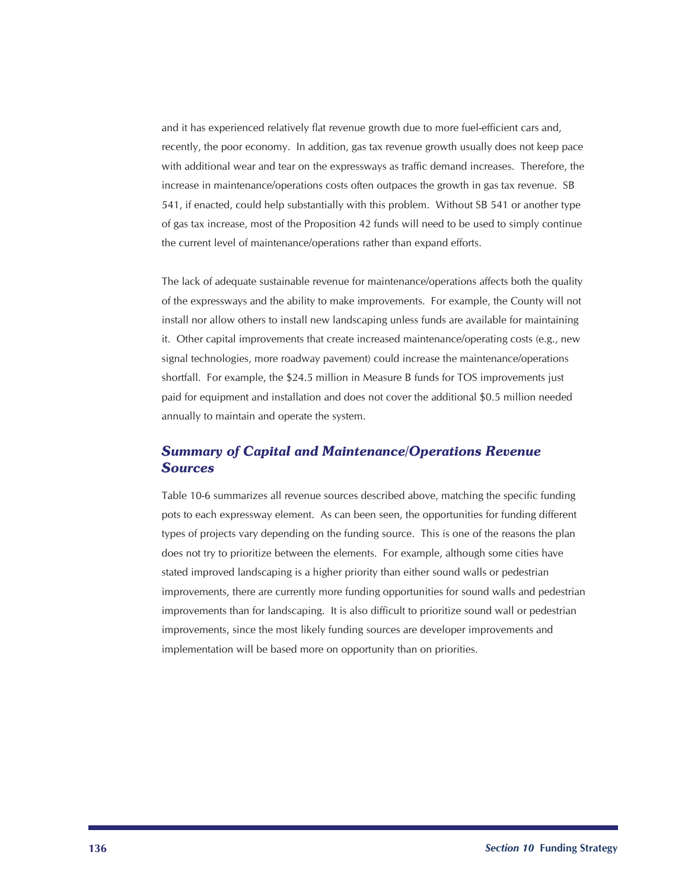and it has experienced relatively flat revenue growth due to more fuel-efficient cars and, recently, the poor economy. In addition, gas tax revenue growth usually does not keep pace with additional wear and tear on the expressways as traffic demand increases. Therefore, the increase in maintenance/operations costs often outpaces the growth in gas tax revenue. SB 541, if enacted, could help substantially with this problem. Without SB 541 or another type of gas tax increase, most of the Proposition 42 funds will need to be used to simply continue the current level of maintenance/operations rather than expand efforts.

The lack of adequate sustainable revenue for maintenance/operations affects both the quality of the expressways and the ability to make improvements. For example, the County will not install nor allow others to install new landscaping unless funds are available for maintaining it. Other capital improvements that create increased maintenance/operating costs (e.g., new signal technologies, more roadway pavement) could increase the maintenance/operations shortfall. For example, the $24.5 million in Measure B funds for TOS improvements just paid for equipment and installation and does not cover the additional $0.5 million needed annually to maintain and operate the system.

### *Summary of Capital and Maintenance/Operations Revenue Sources*

Table 10-6 summarizes all revenue sources described above, matching the specific funding pots to each expressway element. As can been seen, the opportunities for funding different types of projects vary depending on the funding source. This is one of the reasons the plan does not try to prioritize between the elements. For example, although some cities have stated improved landscaping is a higher priority than either sound walls or pedestrian improvements, there are currently more funding opportunities for sound walls and pedestrian improvements than for landscaping. It is also difficult to prioritize sound wall or pedestrian improvements, since the most likely funding sources are developer improvements and implementation will be based more on opportunity than on priorities.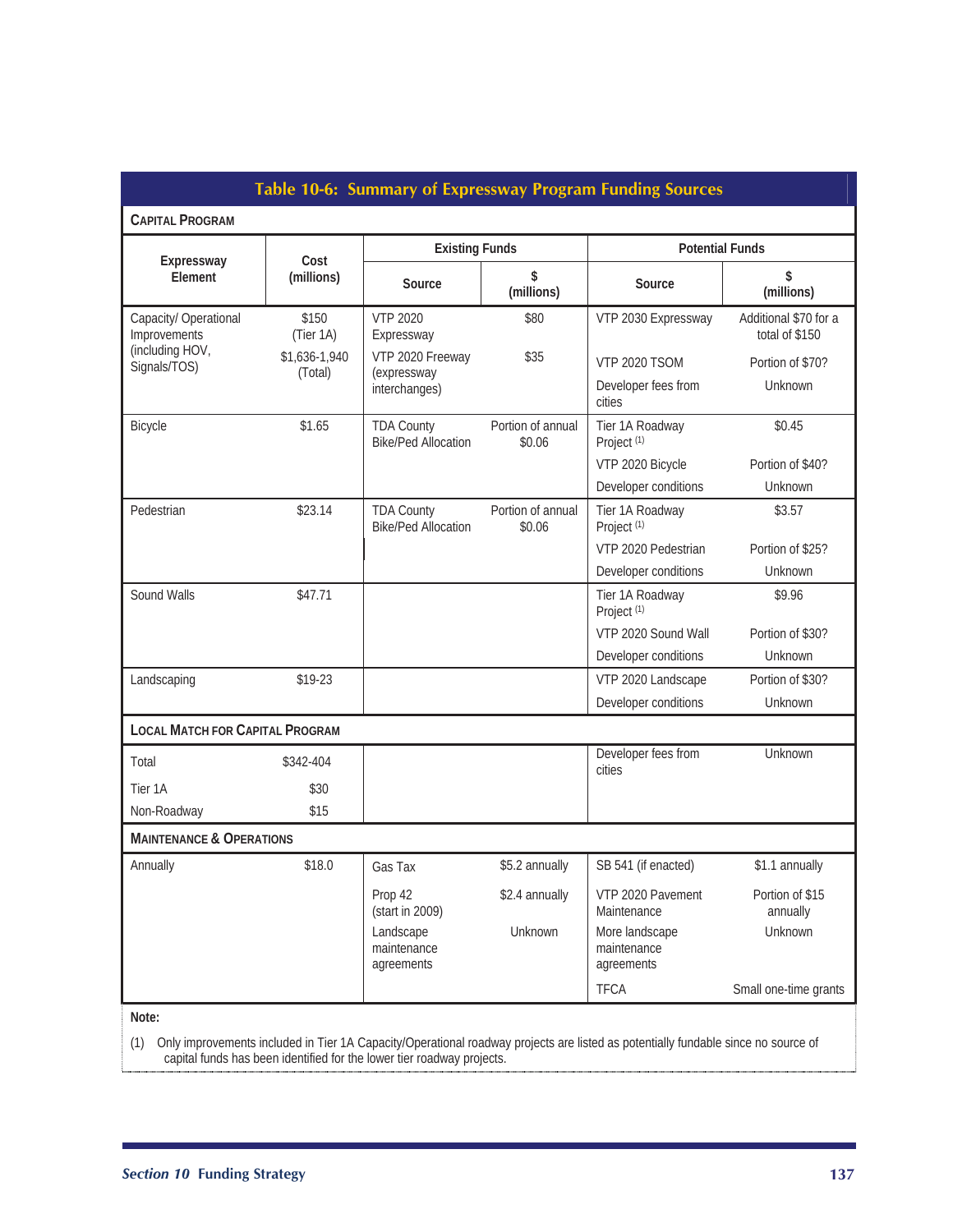## Table 10-6: Summary of Expressway Program Funding Sources

| Expressway Element | Cost (millions) | Existing Funds | | Potential Funds | |
|---|---|---|---|---|---|
| | | Source | $ (millions) | Source | $ (millions) |
| **CAPITAL PROGRAM** | | | | | |
| Capacity/ Operational Improvements (including HOV, Signals/TOS) | $150 (Tier 1A) | VTP 2020 Expressway | $80 | VTP 2030 Expressway | Additional $70 for a total of $150 |
| | $1,636-1,940 (Total) | VTP 2020 Freeway (expressway interchanges) | $35 | VTP 2020 TSOM | Portion of $70? |
| | | | | Developer fees from cities | Unknown |
| Bicycle | $1.65 | TDA County Bike/Ped Allocation | Portion of annual $0.06 | Tier 1A Roadway Project [1] | $0.45 |
| | | | | VTP 2020 Bicycle | Portion of $40? |
| | | | | Developer conditions | Unknown |
| Pedestrian | $23.14 | TDA County Bike/Ped Allocation | Portion of annual $0.06 | Tier 1A Roadway Project [1] | $3.57 |
| | | | | VTP 2020 Pedestrian | Portion of $25? |
| | | | | Developer conditions | Unknown |
| Sound Walls | $47.71 | | | Tier 1A Roadway Project [1] | $9.96 |
| | | | | VTP 2020 Sound Wall | Portion of $30? |
| | | | | Developer conditions | Unknown |
| Landscaping | $19-23 | | | VTP 2020 Landscape | Portion of $30? |
| | | | | Developer conditions | Unknown |
| **LOCAL MATCH FOR CAPITAL PROGRAM** | | | | | |
| Total | $342-404 | | | Developer fees from cities | Unknown |
| Tier 1A | $30 | | | | |
| Non-Roadway | $15 | | | | |
| **MAINTENANCE & OPERATIONS** | | | | | |
| Annually | $18.0 | Gas Tax | $5.2 annually | SB 541 (if enacted) | $1.1 annually |
| | | Prop 42 (start in 2009) | $2.4 annually | VTP 2020 Pavement Maintenance | Portion of $15 annually |
| | | Landscape maintenance agreements | Unknown | More landscape maintenance agreements | Unknown |
| | | | | TFCA | Small one-time grants |

**Note:**

(1) Only improvements included in Tier 1A Capacity/Operational roadway projects are listed as potentially fundable since no source of capital funds has been identified for the lower tier roadway projects.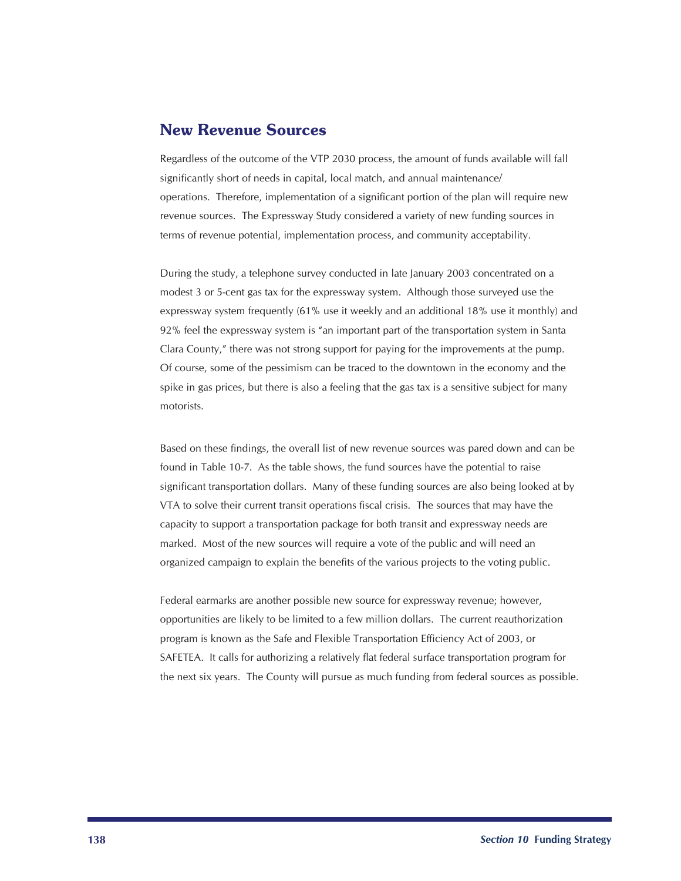## New Revenue Sources

Regardless of the outcome of the VTP 2030 process, the amount of funds available will fall significantly short of needs in capital, local match, and annual maintenance/ operations. Therefore, implementation of a significant portion of the plan will require new revenue sources. The Expressway Study considered a variety of new funding sources in terms of revenue potential, implementation process, and community acceptability.

During the study, a telephone survey conducted in late January 2003 concentrated on a modest 3 or 5-cent gas tax for the expressway system. Although those surveyed use the expressway system frequently (61% use it weekly and an additional 18% use it monthly) and 92% feel the expressway system is "an important part of the transportation system in Santa Clara County," there was not strong support for paying for the improvements at the pump. Of course, some of the pessimism can be traced to the downtown in the economy and the spike in gas prices, but there is also a feeling that the gas tax is a sensitive subject for many motorists.

Based on these findings, the overall list of new revenue sources was pared down and can be found in Table 10-7. As the table shows, the fund sources have the potential to raise significant transportation dollars. Many of these funding sources are also being looked at by VTA to solve their current transit operations fiscal crisis. The sources that may have the capacity to support a transportation package for both transit and expressway needs are marked. Most of the new sources will require a vote of the public and will need an organized campaign to explain the benefits of the various projects to the voting public.

Federal earmarks are another possible new source for expressway revenue; however, opportunities are likely to be limited to a few million dollars. The current reauthorization program is known as the Safe and Flexible Transportation Efficiency Act of 2003, or SAFETEA. It calls for authorizing a relatively flat federal surface transportation program for the next six years. The County will pursue as much funding from federal sources as possible.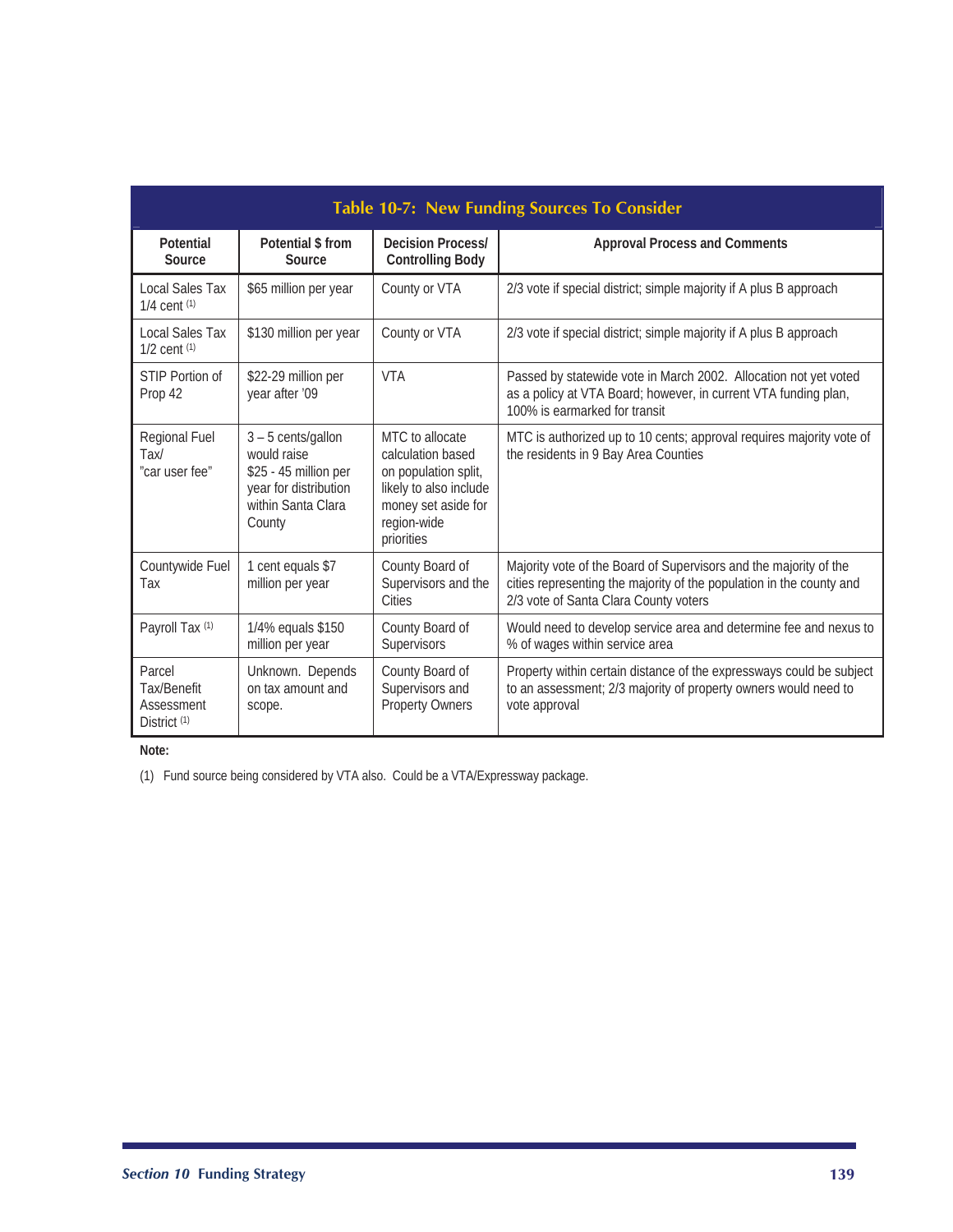**Table 10-7: New Funding Sources To Consider**

| Potential Source | Potential $ from Source | Decision Process/ Controlling Body | Approval Process and Comments |
|---|---|---|---|
| Local Sales Tax 1/4 cent [(1)] | $65 million per year | County or VTA | 2/3 vote if special district; simple majority if A plus B approach |
| Local Sales Tax 1/2 cent [(1)] | $130 million per year | County or VTA | 2/3 vote if special district; simple majority if A plus B approach |
| STIP Portion of Prop 42 | $22-29 million per year after '09 | VTA | Passed by statewide vote in March 2002. Allocation not yet voted as a policy at VTA Board; however, in current VTA funding plan, 100% is earmarked for transit |
| Regional Fuel Tax/ "car user fee" | 3 – 5 cents/gallon would raise $25 - 45 million per year for distribution within Santa Clara County | MTC to allocate calculation based on population split, likely to also include money set aside for region-wide priorities | MTC is authorized up to 10 cents; approval requires majority vote of the residents in 9 Bay Area Counties |
| Countywide Fuel Tax | 1 cent equals $7 million per year | County Board of Supervisors and the Cities | Majority vote of the Board of Supervisors and the majority of the cities representing the majority of the population in the county and 2/3 vote of Santa Clara County voters |
| Payroll Tax [(1)] | 1/4% equals $150 million per year | County Board of Supervisors | Would need to develop service area and determine fee and nexus to % of wages within service area |
| Parcel Tax/Benefit Assessment District [(1)] | Unknown. Depends on tax amount and scope. | County Board of Supervisors and Property Owners | Property within certain distance of the expressways could be subject to an assessment; 2/3 majority of property owners would need to vote approval |

**Note:**

(1) Fund source being considered by VTA also. Could be a VTA/Expressway package.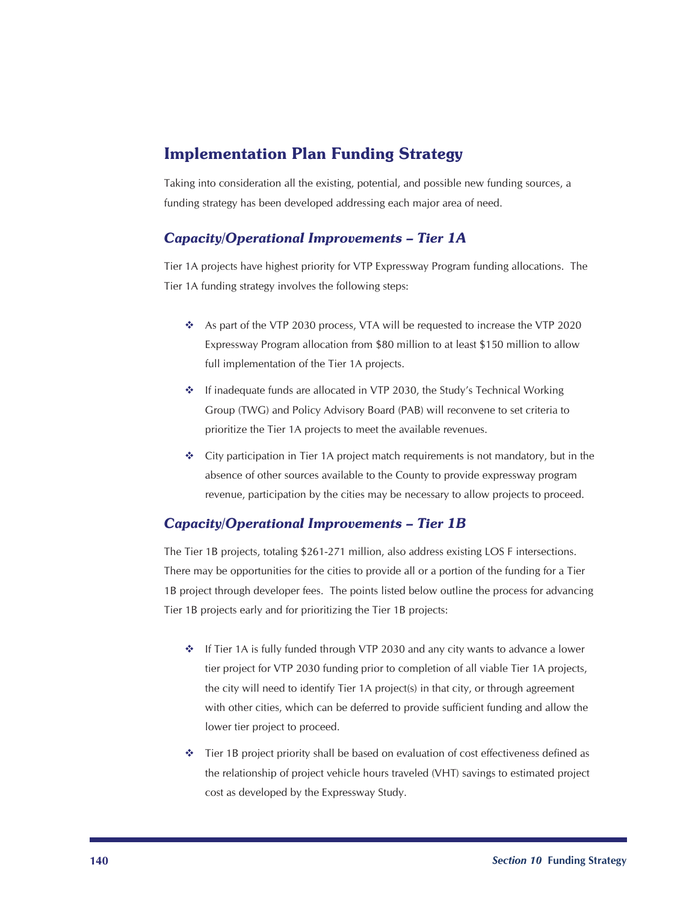## Implementation Plan Funding Strategy

Taking into consideration all the existing, potential, and possible new funding sources, a funding strategy has been developed addressing each major area of need.

### *Capacity/Operational Improvements – Tier 1A*

Tier 1A projects have highest priority for VTP Expressway Program funding allocations. The Tier 1A funding strategy involves the following steps:

- As part of the VTP 2030 process, VTA will be requested to increase the VTP 2020 Expressway Program allocation from $80 million to at least $150 million to allow full implementation of the Tier 1A projects.
- If inadequate funds are allocated in VTP 2030, the Study's Technical Working Group (TWG) and Policy Advisory Board (PAB) will reconvene to set criteria to prioritize the Tier 1A projects to meet the available revenues.
- City participation in Tier 1A project match requirements is not mandatory, but in the absence of other sources available to the County to provide expressway program revenue, participation by the cities may be necessary to allow projects to proceed.

### *Capacity/Operational Improvements – Tier 1B*

The Tier 1B projects, totaling $261-271 million, also address existing LOS F intersections. There may be opportunities for the cities to provide all or a portion of the funding for a Tier 1B project through developer fees. The points listed below outline the process for advancing Tier 1B projects early and for prioritizing the Tier 1B projects:

- If Tier 1A is fully funded through VTP 2030 and any city wants to advance a lower tier project for VTP 2030 funding prior to completion of all viable Tier 1A projects, the city will need to identify Tier 1A project(s) in that city, or through agreement with other cities, which can be deferred to provide sufficient funding and allow the lower tier project to proceed.
- Tier 1B project priority shall be based on evaluation of cost effectiveness defined as the relationship of project vehicle hours traveled (VHT) savings to estimated project cost as developed by the Expressway Study.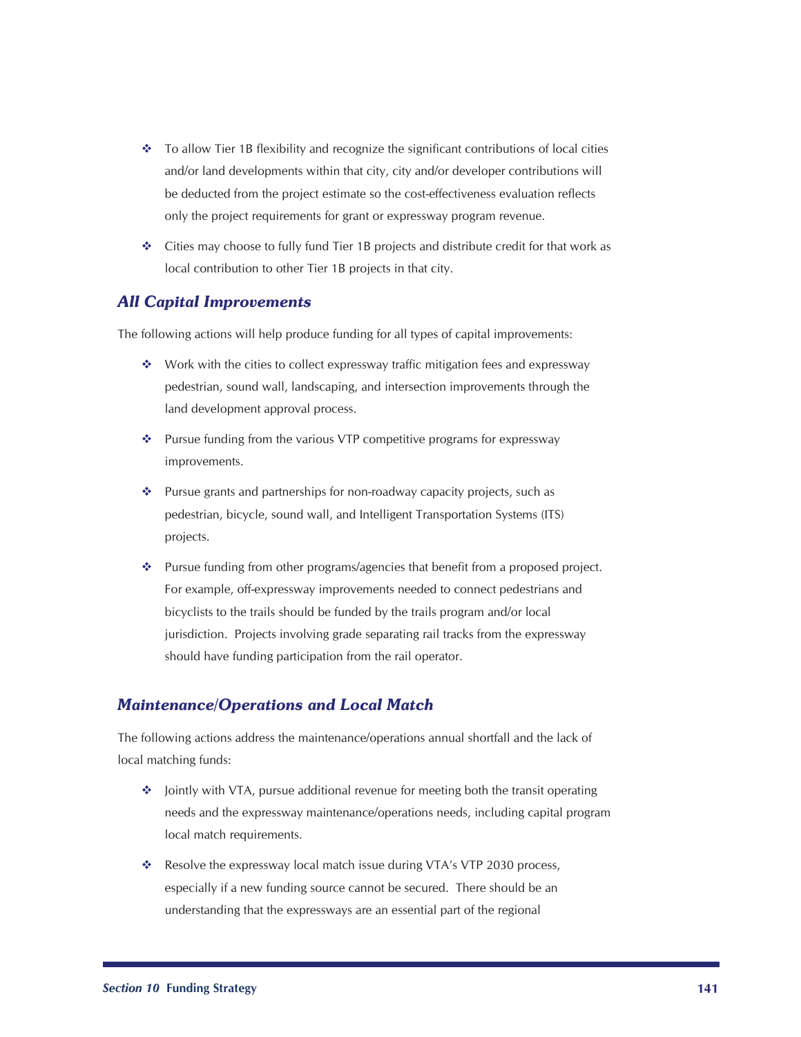- To allow Tier 1B flexibility and recognize the significant contributions of local cities and/or land developments within that city, city and/or developer contributions will be deducted from the project estimate so the cost-effectiveness evaluation reflects only the project requirements for grant or expressway program revenue.
- Cities may choose to fully fund Tier 1B projects and distribute credit for that work as local contribution to other Tier 1B projects in that city.

### *All Capital Improvements*

The following actions will help produce funding for all types of capital improvements:

- Work with the cities to collect expressway traffic mitigation fees and expressway pedestrian, sound wall, landscaping, and intersection improvements through the land development approval process.
- Pursue funding from the various VTP competitive programs for expressway improvements.
- Pursue grants and partnerships for non-roadway capacity projects, such as pedestrian, bicycle, sound wall, and Intelligent Transportation Systems (ITS) projects.
- Pursue funding from other programs/agencies that benefit from a proposed project. For example, off-expressway improvements needed to connect pedestrians and bicyclists to the trails should be funded by the trails program and/or local jurisdiction. Projects involving grade separating rail tracks from the expressway should have funding participation from the rail operator.

### *Maintenance/Operations and Local Match*

The following actions address the maintenance/operations annual shortfall and the lack of local matching funds:

- Jointly with VTA, pursue additional revenue for meeting both the transit operating needs and the expressway maintenance/operations needs, including capital program local match requirements.
- Resolve the expressway local match issue during VTA's VTP 2030 process, especially if a new funding source cannot be secured. There should be an understanding that the expressways are an essential part of the regional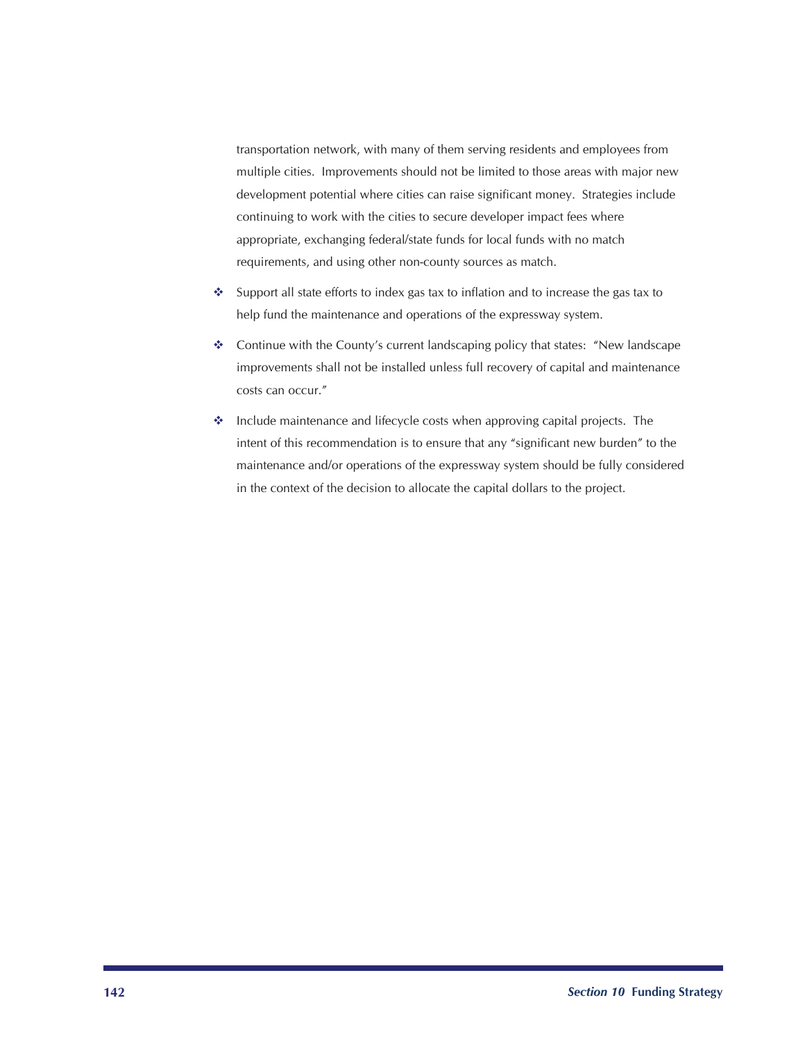transportation network, with many of them serving residents and employees from multiple cities. Improvements should not be limited to those areas with major new development potential where cities can raise significant money. Strategies include continuing to work with the cities to secure developer impact fees where appropriate, exchanging federal/state funds for local funds with no match requirements, and using other non-county sources as match.

- Support all state efforts to index gas tax to inflation and to increase the gas tax to help fund the maintenance and operations of the expressway system.
- Continue with the County's current landscaping policy that states: "New landscape improvements shall not be installed unless full recovery of capital and maintenance costs can occur."
- Include maintenance and lifecycle costs when approving capital projects. The intent of this recommendation is to ensure that any "significant new burden" to the maintenance and/or operations of the expressway system should be fully considered in the context of the decision to allocate the capital dollars to the project.